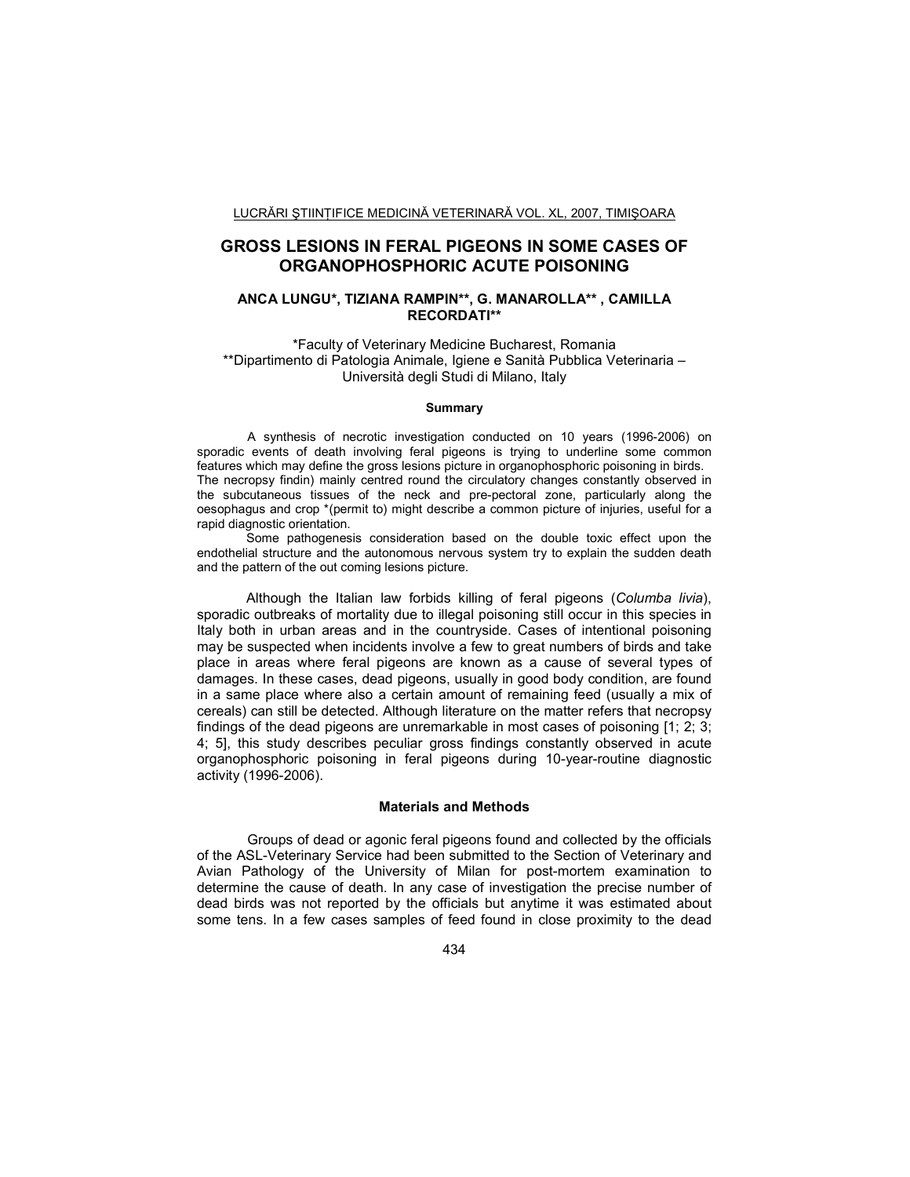# GROSS LESIONS IN FERAL PIGEONS IN SOME CASES OF ORGANOPHOSPHORIC ACUTE POISONING

**ANCA LUNGU\*, TIZIANA RAMPIN\*\*, G. MANAROLLA\*\* , CAMILLA RECORDATI\*\***

\*Faculty of Veterinary Medicine Bucharest, Romania
\*\*Dipartimento di Patologia Animale, Igiene e Sanità Pubblica Veterinaria – Università degli Studi di Milano, Italy

### Summary

A synthesis of necrotic investigation conducted on 10 years (1996-2006) on sporadic events of death involving feral pigeons is trying to underline some common features which may define the gross lesions picture in organophosphoric poisoning in birds. The necropsy findin) mainly centred round the circulatory changes constantly observed in the subcutaneous tissues of the neck and pre-pectoral zone, particularly along the oesophagus and crop *(permit to) might describe a common picture of injuries, useful for a rapid diagnostic orientation.

Some pathogenesis consideration based on the double toxic effect upon the endothelial structure and the autonomous nervous system try to explain the sudden death and the pattern of the out coming lesions picture.

Although the Italian law forbids killing of feral pigeons (*Columba livia*), sporadic outbreaks of mortality due to illegal poisoning still occur in this species in Italy both in urban areas and in the countryside. Cases of intentional poisoning may be suspected when incidents involve a few to great numbers of birds and take place in areas where feral pigeons are known as a cause of several types of damages. In these cases, dead pigeons, usually in good body condition, are found in a same place where also a certain amount of remaining feed (usually a mix of cereals) can still be detected. Although literature on the matter refers that necropsy findings of the dead pigeons are unremarkable in most cases of poisoning [1; 2; 3; 4; 5], this study describes peculiar gross findings constantly observed in acute organophosphoric poisoning in feral pigeons during 10-year-routine diagnostic activity (1996-2006).

### Materials and Methods

Groups of dead or agonic feral pigeons found and collected by the officials of the ASL-Veterinary Service had been submitted to the Section of Veterinary and Avian Pathology of the University of Milan for post-mortem examination to determine the cause of death. In any case of investigation the precise number of dead birds was not reported by the officials but anytime it was estimated about some tens. In a few cases samples of feed found in close proximity to the dead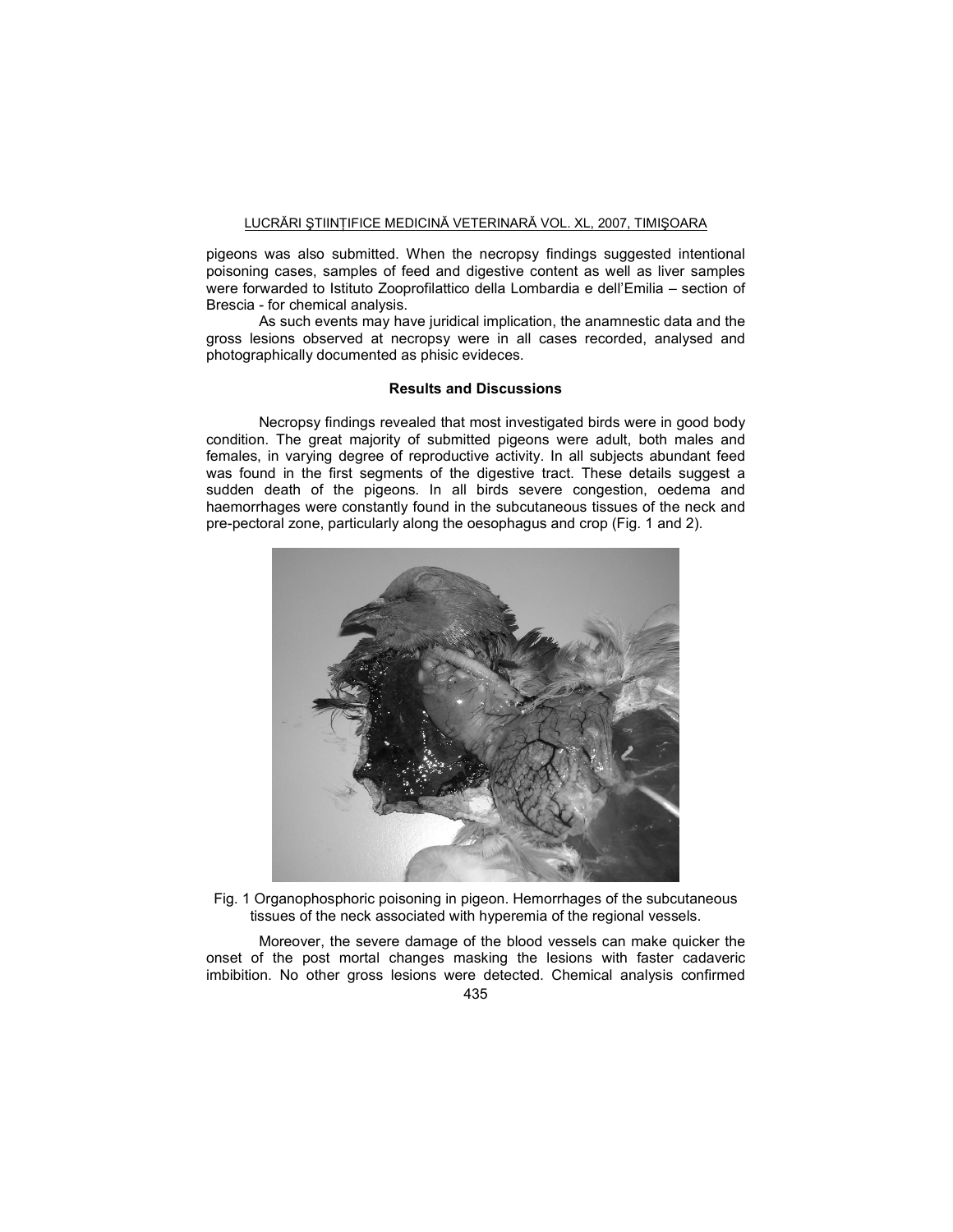pigeons was also submitted. When the necropsy findings suggested intentional poisoning cases, samples of feed and digestive content as well as liver samples were forwarded to Istituto Zooprofilattico della Lombardia e dell'Emilia – section of Brescia - for chemical analysis.

As such events may have juridical implication, the anamnestic data and the gross lesions observed at necropsy were in all cases recorded, analysed and photographically documented as phisic evideces.

## Results and Discussions

Necropsy findings revealed that most investigated birds were in good body condition. The great majority of submitted pigeons were adult, both males and females, in varying degree of reproductive activity. In all subjects abundant feed was found in the first segments of the digestive tract. These details suggest a sudden death of the pigeons. In all birds severe congestion, oedema and haemorrhages were constantly found in the subcutaneous tissues of the neck and pre-pectoral zone, particularly along the oesophagus and crop (Fig. 1 and 2).

Fig. 1 Organophosphoric poisoning in pigeon. Hemorrhages of the subcutaneous tissues of the neck associated with hyperemia of the regional vessels.

Moreover, the severe damage of the blood vessels can make quicker the onset of the post mortal changes masking the lesions with faster cadaveric imbibition. No other gross lesions were detected. Chemical analysis confirmed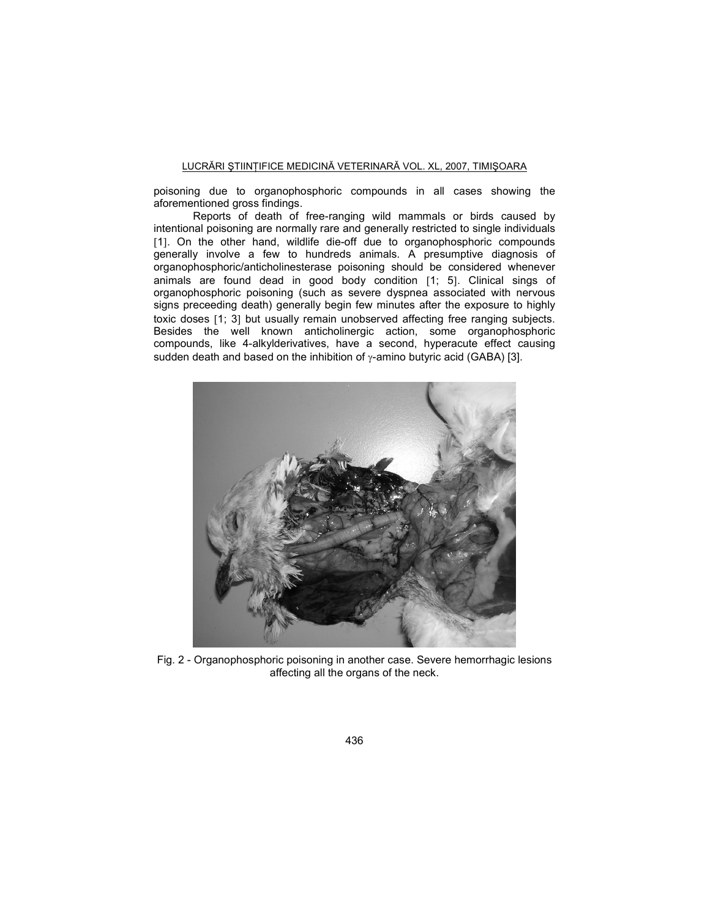poisoning due to organophosphoric compounds in all cases showing the aforementioned gross findings.

Reports of death of free-ranging wild mammals or birds caused by intentional poisoning are normally rare and generally restricted to single individuals [1]. On the other hand, wildlife die-off due to organophosphoric compounds generally involve a few to hundreds animals. A presumptive diagnosis of organophosphoric/anticholinesterase poisoning should be considered whenever animals are found dead in good body condition [1; 5]. Clinical sings of organophosphoric poisoning (such as severe dyspnea associated with nervous signs preceeding death) generally begin few minutes after the exposure to highly toxic doses [1; 3] but usually remain unobserved affecting free ranging subjects. Besides the well known anticholinergic action, some organophosphoric compounds, like 4-alkylderivatives, have a second, hyperacute effect causing sudden death and based on the inhibition of γ-amino butyric acid (GABA) [3].

Fig. 2 - Organophosphoric poisoning in another case. Severe hemorrhagic lesions affecting all the organs of the neck.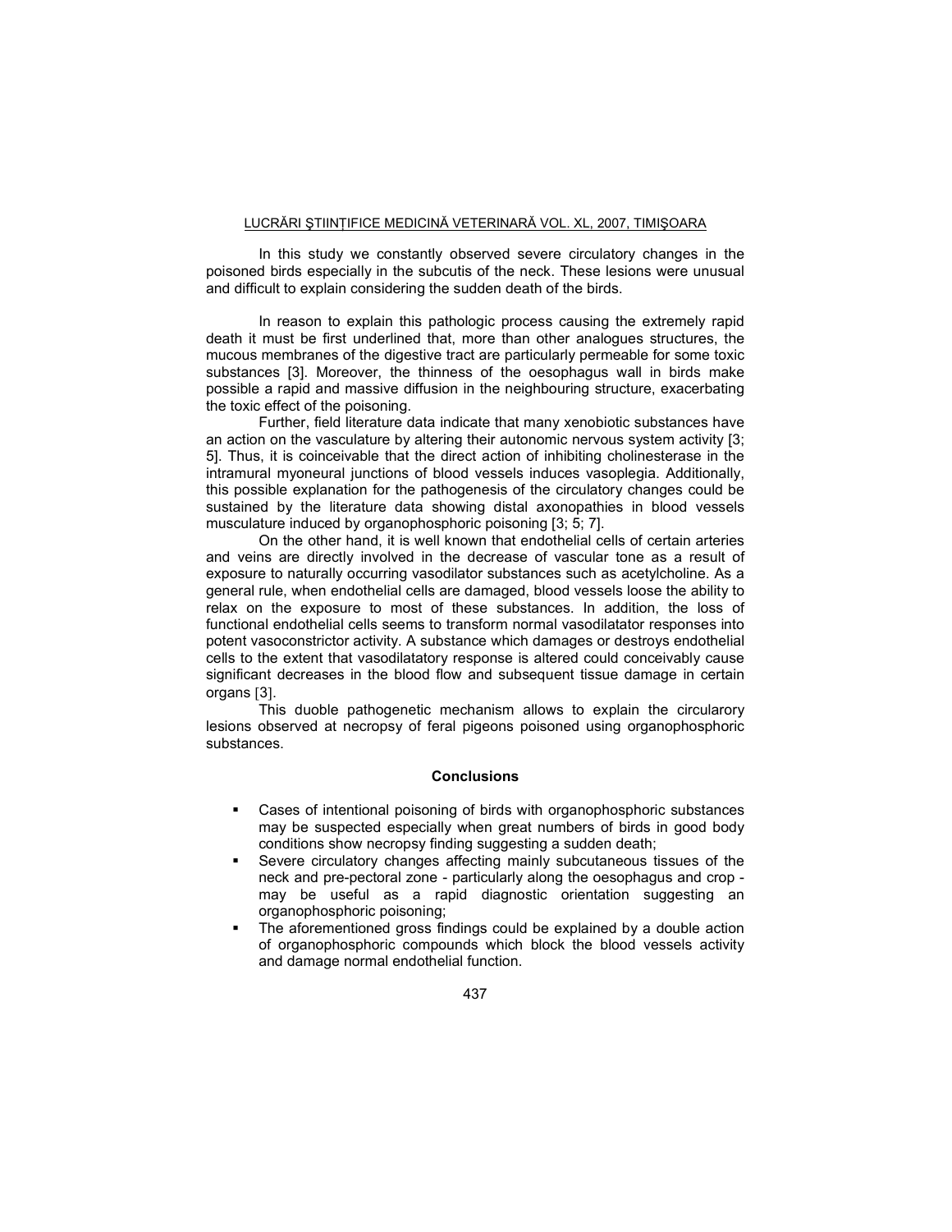In this study we constantly observed severe circulatory changes in the poisoned birds especially in the subcutis of the neck. These lesions were unusual and difficult to explain considering the sudden death of the birds.

In reason to explain this pathologic process causing the extremely rapid death it must be first underlined that, more than other analogues structures, the mucous membranes of the digestive tract are particularly permeable for some toxic substances [3]. Moreover, the thinness of the oesophagus wall in birds make possible a rapid and massive diffusion in the neighbouring structure, exacerbating the toxic effect of the poisoning.

Further, field literature data indicate that many xenobiotic substances have an action on the vasculature by altering their autonomic nervous system activity [3; 5]. Thus, it is coinceivable that the direct action of inhibiting cholinesterase in the intramural myoneural junctions of blood vessels induces vasoplegia. Additionally, this possible explanation for the pathogenesis of the circulatory changes could be sustained by the literature data showing distal axonopathies in blood vessels musculature induced by organophosphoric poisoning [3; 5; 7].

On the other hand, it is well known that endothelial cells of certain arteries and veins are directly involved in the decrease of vascular tone as a result of exposure to naturally occurring vasodilator substances such as acetylcholine. As a general rule, when endothelial cells are damaged, blood vessels loose the ability to relax on the exposure to most of these substances. In addition, the loss of functional endothelial cells seems to transform normal vasodilatator responses into potent vasoconstrictor activity. A substance which damages or destroys endothelial cells to the extent that vasodilatatory response is altered could conceivably cause significant decreases in the blood flow and subsequent tissue damage in certain organs [3].

This duoble pathogenetic mechanism allows to explain the circularory lesions observed at necropsy of feral pigeons poisoned using organophosphoric substances.

## Conclusions

- Cases of intentional poisoning of birds with organophosphoric substances may be suspected especially when great numbers of birds in good body conditions show necropsy finding suggesting a sudden death;
- Severe circulatory changes affecting mainly subcutaneous tissues of the neck and pre-pectoral zone - particularly along the oesophagus and crop - may be useful as a rapid diagnostic orientation suggesting an organophosphoric poisoning;
- The aforementioned gross findings could be explained by a double action of organophosphoric compounds which block the blood vessels activity and damage normal endothelial function.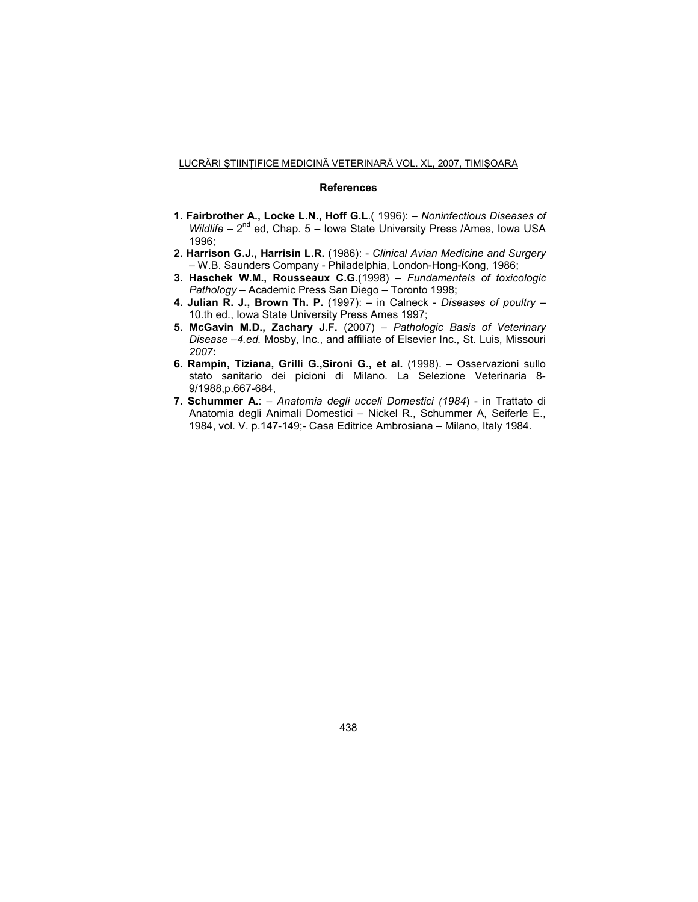## References

1. **Fairbrother A., Locke L.N., Hoff G.L**.( 1996): – *Noninfectious Diseases of Wildlife* – 2nd ed, Chap. 5 – Iowa State University Press /Ames, Iowa USA 1996;
2. **Harrison G.J., Harrisin L.R.** (1986): - *Clinical Avian Medicine and Surgery* – W.B. Saunders Company - Philadelphia, London-Hong-Kong, 1986;
3. **Haschek W.M., Rousseaux C.G**.(1998) – *Fundamentals of toxicologic Pathology* – Academic Press San Diego – Toronto 1998;
4. **Julian R. J., Brown Th. P.** (1997): – in Calneck - *Diseases of poultry* – 10.th ed., Iowa State University Press Ames 1997;
5. **McGavin M.D., Zachary J.F.** (2007) – *Pathologic Basis of Veterinary Disease –4.ed.* Mosby, Inc., and affiliate of Elsevier Inc., St. Luis, Missouri *2007***:**
6. **Rampin, Tiziana, Grilli G.,Sironi G., et al.** (1998). – Osservazioni sullo stato sanitario dei picioni di Milano. La Selezione Veterinaria 8-9/1988,p.667-684,
7. **Schummer A.**: – *Anatomia degli ucceli Domestici (1984*) - in Trattato di Anatomia degli Animali Domestici – Nickel R., Schummer A, Seiferle E., 1984, vol. V. p.147-149;- Casa Editrice Ambrosiana – Milano, Italy 1984.